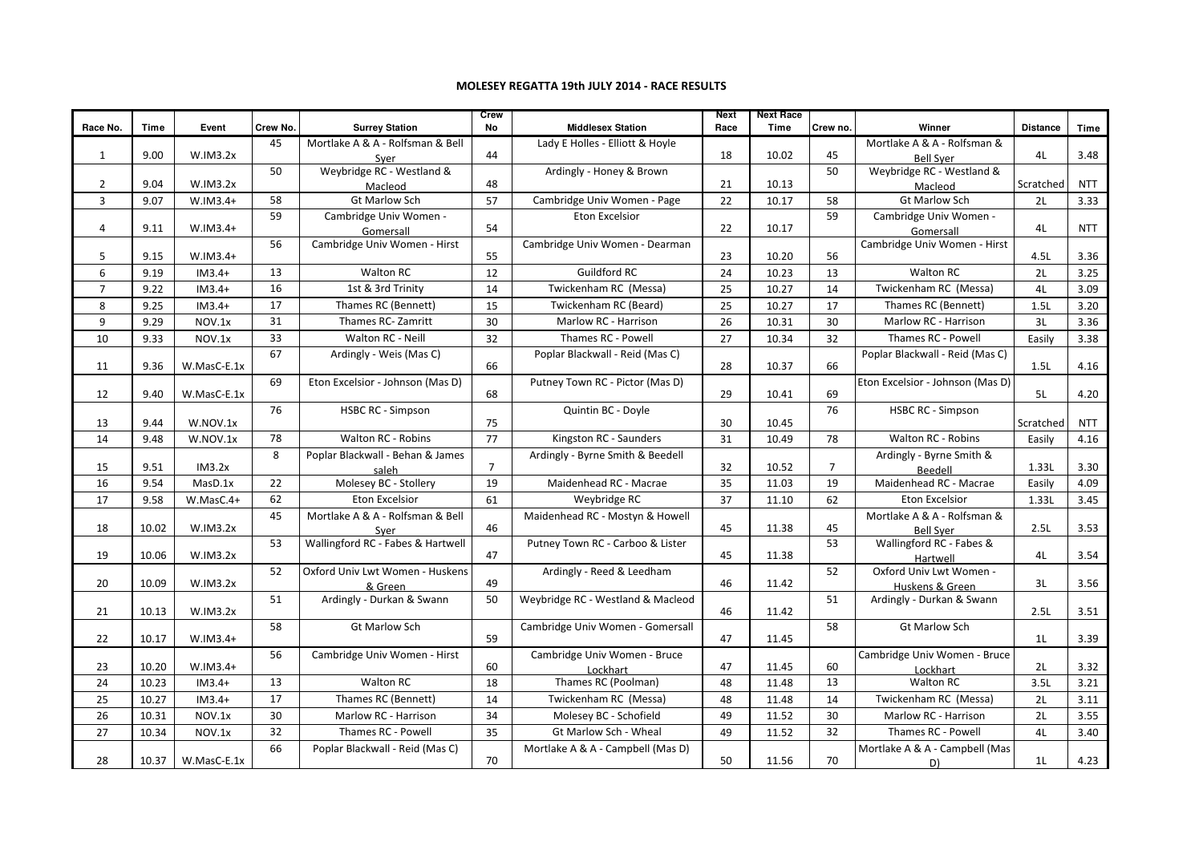# MOLESEY REGATTA 19th JULY 2014 - RACE RESULTS

| Race No. | Time | Event | Crew No. | Surrey Station | Crew No | Middlesex Station | Next Race | Next Race Time | Crew no. | Winner | Distance | Time |
|---|---|---|---|---|---|---|---|---|---|---|---|---|
| 1 | 9.00 | W.IM3.2x | 45 | Mortlake A & A - Rolfsman & Bell Syer | 44 | Lady E Holles - Elliott & Hoyle | 18 | 10.02 | 45 | Mortlake A & A - Rolfsman & Bell Syer | 4L | 3.48 |
| 2 | 9.04 | W.IM3.2x | 50 | Weybridge RC - Westland & Macleod | 48 | Ardingly - Honey & Brown | 21 | 10.13 | 50 | Weybridge RC - Westland & Macleod | Scratched | NTT |
| 3 | 9.07 | W.IM3.4+ | 58 | Gt Marlow Sch | 57 | Cambridge Univ Women - Page | 22 | 10.17 | 58 | Gt Marlow Sch | 2L | 3.33 |
| 4 | 9.11 | W.IM3.4+ | 59 | Cambridge Univ Women - Gomersall | 54 | Eton Excelsior | 22 | 10.17 | 59 | Cambridge Univ Women - Gomersall | 4L | NTT |
| 5 | 9.15 | W.IM3.4+ | 56 | Cambridge Univ Women - Hirst | 55 | Cambridge Univ Women - Dearman | 23 | 10.20 | 56 | Cambridge Univ Women - Hirst | 4.5L | 3.36 |
| 6 | 9.19 | IM3.4+ | 13 | Walton RC | 12 | Guildford RC | 24 | 10.23 | 13 | Walton RC | 2L | 3.25 |
| 7 | 9.22 | IM3.4+ | 16 | 1st & 3rd Trinity | 14 | Twickenham RC (Messa) | 25 | 10.27 | 14 | Twickenham RC (Messa) | 4L | 3.09 |
| 8 | 9.25 | IM3.4+ | 17 | Thames RC (Bennett) | 15 | Twickenham RC (Beard) | 25 | 10.27 | 17 | Thames RC (Bennett) | 1.5L | 3.20 |
| 9 | 9.29 | NOV.1x | 31 | Thames RC- Zamritt | 30 | Marlow RC - Harrison | 26 | 10.31 | 30 | Marlow RC - Harrison | 3L | 3.36 |
| 10 | 9.33 | NOV.1x | 33 | Walton RC - Neill | 32 | Thames RC - Powell | 27 | 10.34 | 32 | Thames RC - Powell | Easily | 3.38 |
| 11 | 9.36 | W.MasC-E.1x | 67 | Ardingly - Weis (Mas C) | 66 | Poplar Blackwall - Reid (Mas C) | 28 | 10.37 | 66 | Poplar Blackwall - Reid (Mas C) | 1.5L | 4.16 |
| 12 | 9.40 | W.MasC-E.1x | 69 | Eton Excelsior - Johnson (Mas D) | 68 | Putney Town RC - Pictor (Mas D) | 29 | 10.41 | 69 | Eton Excelsior - Johnson (Mas D) | 5L | 4.20 |
| 13 | 9.44 | W.NOV.1x | 76 | HSBC RC - Simpson | 75 | Quintin BC - Doyle | 30 | 10.45 | 76 | HSBC RC - Simpson | Scratched | NTT |
| 14 | 9.48 | W.NOV.1x | 78 | Walton RC - Robins | 77 | Kingston RC - Saunders | 31 | 10.49 | 78 | Walton RC - Robins | Easily | 4.16 |
| 15 | 9.51 | IM3.2x | 8 | Poplar Blackwall - Behan & James saleh | 7 | Ardingly - Byrne Smith & Beedell | 32 | 10.52 | 7 | Ardingly - Byrne Smith & Beedell | 1.33L | 3.30 |
| 16 | 9.54 | MasD.1x | 22 | Molesey BC - Stollery | 19 | Maidenhead RC - Macrae | 35 | 11.03 | 19 | Maidenhead RC - Macrae | Easily | 4.09 |
| 17 | 9.58 | W.MasC.4+ | 62 | Eton Excelsior | 61 | Weybridge RC | 37 | 11.10 | 62 | Eton Excelsior | 1.33L | 3.45 |
| 18 | 10.02 | W.IM3.2x | 45 | Mortlake A & A - Rolfsman & Bell Syer | 46 | Maidenhead RC - Mostyn & Howell | 45 | 11.38 | 45 | Mortlake A & A - Rolfsman & Bell Syer | 2.5L | 3.53 |
| 19 | 10.06 | W.IM3.2x | 53 | Wallingford RC - Fabes & Hartwell | 47 | Putney Town RC - Carboo & Lister | 45 | 11.38 | 53 | Wallingford RC - Fabes & Hartwell | 4L | 3.54 |
| 20 | 10.09 | W.IM3.2x | 52 | Oxford Univ Lwt Women - Huskens & Green | 49 | Ardingly - Reed & Leedham | 46 | 11.42 | 52 | Oxford Univ Lwt Women - Huskens & Green | 3L | 3.56 |
| 21 | 10.13 | W.IM3.2x | 51 | Ardingly - Durkan & Swann | 50 | Weybridge RC - Westland & Macleod | 46 | 11.42 | 51 | Ardingly - Durkan & Swann | 2.5L | 3.51 |
| 22 | 10.17 | W.IM3.4+ | 58 | Gt Marlow Sch | 59 | Cambridge Univ Women - Gomersall | 47 | 11.45 | 58 | Gt Marlow Sch | 1L | 3.39 |
| 23 | 10.20 | W.IM3.4+ | 56 | Cambridge Univ Women - Hirst | 60 | Cambridge Univ Women - Bruce Lockhart | 47 | 11.45 | 60 | Cambridge Univ Women - Bruce Lockhart | 2L | 3.32 |
| 24 | 10.23 | IM3.4+ | 13 | Walton RC | 18 | Thames RC (Poolman) | 48 | 11.48 | 13 | Walton RC | 3.5L | 3.21 |
| 25 | 10.27 | IM3.4+ | 17 | Thames RC (Bennett) | 14 | Twickenham RC (Messa) | 48 | 11.48 | 14 | Twickenham RC (Messa) | 2L | 3.11 |
| 26 | 10.31 | NOV.1x | 30 | Marlow RC - Harrison | 34 | Molesey BC - Schofield | 49 | 11.52 | 30 | Marlow RC - Harrison | 2L | 3.55 |
| 27 | 10.34 | NOV.1x | 32 | Thames RC - Powell | 35 | Gt Marlow Sch - Wheal | 49 | 11.52 | 32 | Thames RC - Powell | 4L | 3.40 |
| 28 | 10.37 | W.MasC-E.1x | 66 | Poplar Blackwall - Reid (Mas C) | 70 | Mortlake A & A - Campbell (Mas D) | 50 | 11.56 | 70 | Mortlake A & A - Campbell (Mas D) | 1L | 4.23 |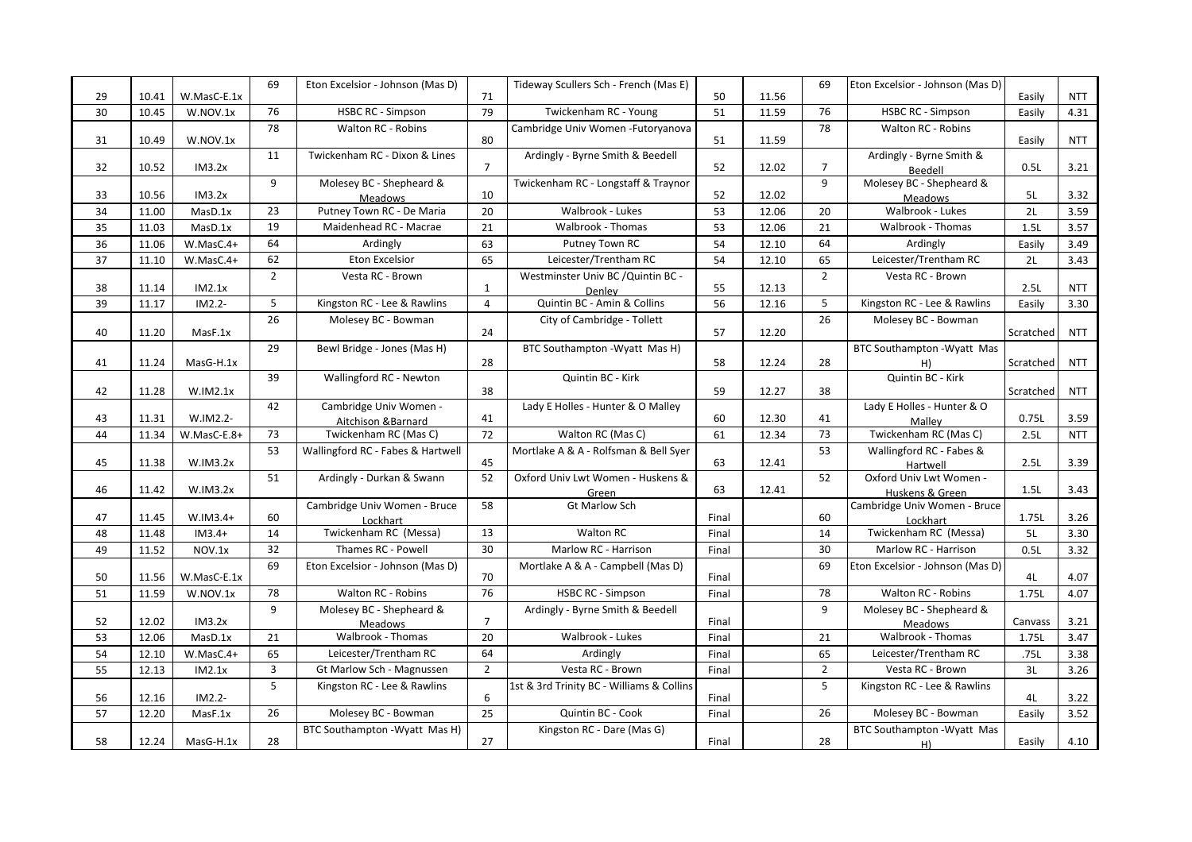| | | | | | | | | | | | | |
|---|---|---|---|---|---|---|---|---|---|---|---|---|
| 29 | 10.41 | W.MasC-E.1x | 69 | Eton Excelsior - Johnson (Mas D) | 71 | Tideway Scullers Sch - French (Mas E) | 50 | 11.56 | 69 | Eton Excelsior - Johnson (Mas D) | Easily | NTT |
| 30 | 10.45 | W.NOV.1x | 76 | HSBC RC - Simpson | 79 | Twickenham RC - Young | 51 | 11.59 | 76 | HSBC RC - Simpson | Easily | 4.31 |
| 31 | 10.49 | W.NOV.1x | 78 | Walton RC - Robins | 80 | Cambridge Univ Women -Futoryanova | 51 | 11.59 | 78 | Walton RC - Robins | Easily | NTT |
| 32 | 10.52 | IM3.2x | 11 | Twickenham RC - Dixon & Lines | 7 | Ardingly - Byrne Smith & Beedell | 52 | 12.02 | 7 | Ardingly - Byrne Smith & Beedell | 0.5L | 3.21 |
| 33 | 10.56 | IM3.2x | 9 | Molesey BC - Shepheard & Meadows | 10 | Twickenham RC - Longstaff & Traynor | 52 | 12.02 | 9 | Molesey BC - Shepheard & Meadows | 5L | 3.32 |
| 34 | 11.00 | MasD.1x | 23 | Putney Town RC - De Maria | 20 | Walbrook - Lukes | 53 | 12.06 | 20 | Walbrook - Lukes | 2L | 3.59 |
| 35 | 11.03 | MasD.1x | 19 | Maidenhead RC - Macrae | 21 | Walbrook - Thomas | 53 | 12.06 | 21 | Walbrook - Thomas | 1.5L | 3.57 |
| 36 | 11.06 | W.MasC.4+ | 64 | Ardingly | 63 | Putney Town RC | 54 | 12.10 | 64 | Ardingly | Easily | 3.49 |
| 37 | 11.10 | W.MasC.4+ | 62 | Eton Excelsior | 65 | Leicester/Trentham RC | 54 | 12.10 | 65 | Leicester/Trentham RC | 2L | 3.43 |
| 38 | 11.14 | IM2.1x | 2 | Vesta RC - Brown | 1 | Westminster Univ BC /Quintin BC - Denley | 55 | 12.13 | 2 | Vesta RC - Brown | 2.5L | NTT |
| 39 | 11.17 | IM2.2- | 5 | Kingston RC - Lee & Rawlins | 4 | Quintin BC - Amin & Collins | 56 | 12.16 | 5 | Kingston RC - Lee & Rawlins | Easily | 3.30 |
| 40 | 11.20 | MasF.1x | 26 | Molesey BC - Bowman | 24 | City of Cambridge - Tollett | 57 | 12.20 | 26 | Molesey BC - Bowman | Scratched | NTT |
| 41 | 11.24 | MasG-H.1x | 29 | Bewl Bridge - Jones (Mas H) | 28 | BTC Southampton -Wyatt Mas H) | 58 | 12.24 | 28 | BTC Southampton -Wyatt Mas H) | Scratched | NTT |
| 42 | 11.28 | W.IM2.1x | 39 | Wallingford RC - Newton | 38 | Quintin BC - Kirk | 59 | 12.27 | 38 | Quintin BC - Kirk | Scratched | NTT |
| 43 | 11.31 | W.IM2.2- | 42 | Cambridge Univ Women - Aitchison &Barnard | 41 | Lady E Holles - Hunter & O Malley | 60 | 12.30 | 41 | Lady E Holles - Hunter & O Malley | 0.75L | 3.59 |
| 44 | 11.34 | W.MasC-E.8+ | 73 | Twickenham RC (Mas C) | 72 | Walton RC (Mas C) | 61 | 12.34 | 73 | Twickenham RC (Mas C) | 2.5L | NTT |
| 45 | 11.38 | W.IM3.2x | 53 | Wallingford RC - Fabes & Hartwell | 45 | Mortlake A & A - Rolfsman & Bell Syer | 63 | 12.41 | 53 | Wallingford RC - Fabes & Hartwell | 2.5L | 3.39 |
| 46 | 11.42 | W.IM3.2x | 51 | Ardingly - Durkan & Swann | 52 | Oxford Univ Lwt Women - Huskens & Green | 63 | 12.41 | 52 | Oxford Univ Lwt Women - Huskens & Green | 1.5L | 3.43 |
| 47 | 11.45 | W.IM3.4+ | 60 | Cambridge Univ Women - Bruce Lockhart | 58 | Gt Marlow Sch | Final | | 60 | Cambridge Univ Women - Bruce Lockhart | 1.75L | 3.26 |
| 48 | 11.48 | IM3.4+ | 14 | Twickenham RC (Messa) | 13 | Walton RC | Final | | 14 | Twickenham RC (Messa) | 5L | 3.30 |
| 49 | 11.52 | NOV.1x | 32 | Thames RC - Powell | 30 | Marlow RC - Harrison | Final | | 30 | Marlow RC - Harrison | 0.5L | 3.32 |
| 50 | 11.56 | W.MasC-E.1x | 69 | Eton Excelsior - Johnson (Mas D) | 70 | Mortlake A & A - Campbell (Mas D) | Final | | 69 | Eton Excelsior - Johnson (Mas D) | 4L | 4.07 |
| 51 | 11.59 | W.NOV.1x | 78 | Walton RC - Robins | 76 | HSBC RC - Simpson | Final | | 78 | Walton RC - Robins | 1.75L | 4.07 |
| 52 | 12.02 | IM3.2x | 9 | Molesey BC - Shepheard & Meadows | 7 | Ardingly - Byrne Smith & Beedell | Final | | 9 | Molesey BC - Shepheard & Meadows | Canvass | 3.21 |
| 53 | 12.06 | MasD.1x | 21 | Walbrook - Thomas | 20 | Walbrook - Lukes | Final | | 21 | Walbrook - Thomas | 1.75L | 3.47 |
| 54 | 12.10 | W.MasC.4+ | 65 | Leicester/Trentham RC | 64 | Ardingly | Final | | 65 | Leicester/Trentham RC | .75L | 3.38 |
| 55 | 12.13 | IM2.1x | 3 | Gt Marlow Sch - Magnussen | 2 | Vesta RC - Brown | Final | | 2 | Vesta RC - Brown | 3L | 3.26 |
| 56 | 12.16 | IM2.2- | 5 | Kingston RC - Lee & Rawlins | 6 | 1st & 3rd Trinity BC - Williams & Collins | Final | | 5 | Kingston RC - Lee & Rawlins | 4L | 3.22 |
| 57 | 12.20 | MasF.1x | 26 | Molesey BC - Bowman | 25 | Quintin BC - Cook | Final | | 26 | Molesey BC - Bowman | Easily | 3.52 |
| 58 | 12.24 | MasG-H.1x | 28 | BTC Southampton -Wyatt Mas H) | 27 | Kingston RC - Dare (Mas G) | Final | | 28 | BTC Southampton -Wyatt Mas H) | Easily | 4.10 |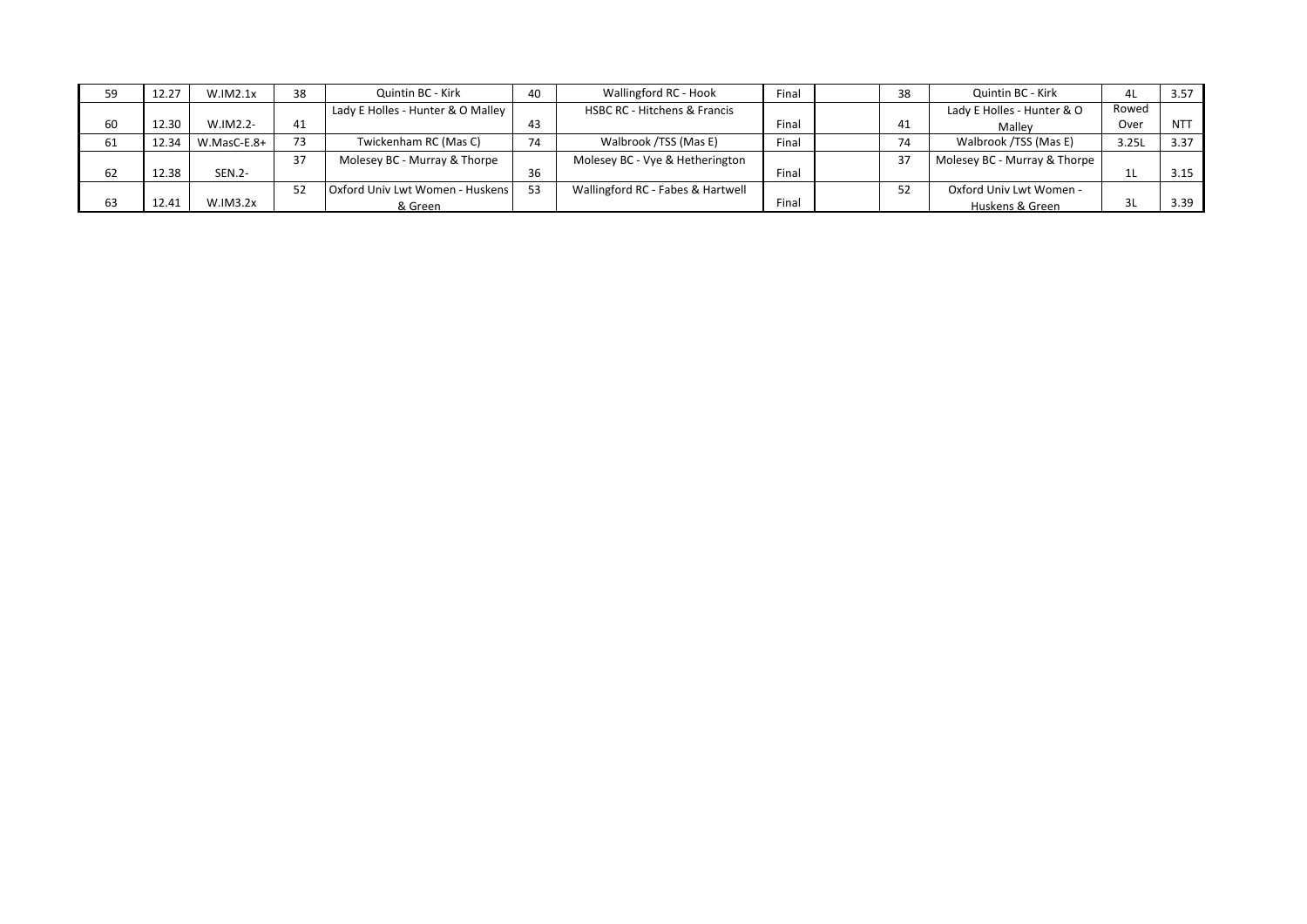| | | | | | | | | | | | | |
|---|---|---|---|---|---|---|---|---|---|---|---|---|
| 59 | 12.27 | W.IM2.1x | 38 | Quintin BC - Kirk | 40 | Wallingford RC - Hook | Final | | 38 | Quintin BC - Kirk | 4L | 3.57 |
| 60 | 12.30 | W.IM2.2- | 41 | Lady E Holles - Hunter & O Malley | 43 | HSBC RC - Hitchens & Francis | Final | | 41 | Lady E Holles - Hunter & O Malley | Rowed Over | NTT |
| 61 | 12.34 | W.MasC-E.8+ | 73 | Twickenham RC (Mas C) | 74 | Walbrook /TSS (Mas E) | Final | | 74 | Walbrook /TSS (Mas E) | 3.25L | 3.37 |
| 62 | 12.38 | SEN.2- | 37 | Molesey BC - Murray & Thorpe | 36 | Molesey BC - Vye & Hetherington | Final | | 37 | Molesey BC - Murray & Thorpe | 1L | 3.15 |
| 63 | 12.41 | W.IM3.2x | 52 | Oxford Univ Lwt Women - Huskens & Green | 53 | Wallingford RC - Fabes & Hartwell | Final | | 52 | Oxford Univ Lwt Women - Huskens & Green | 3L | 3.39 |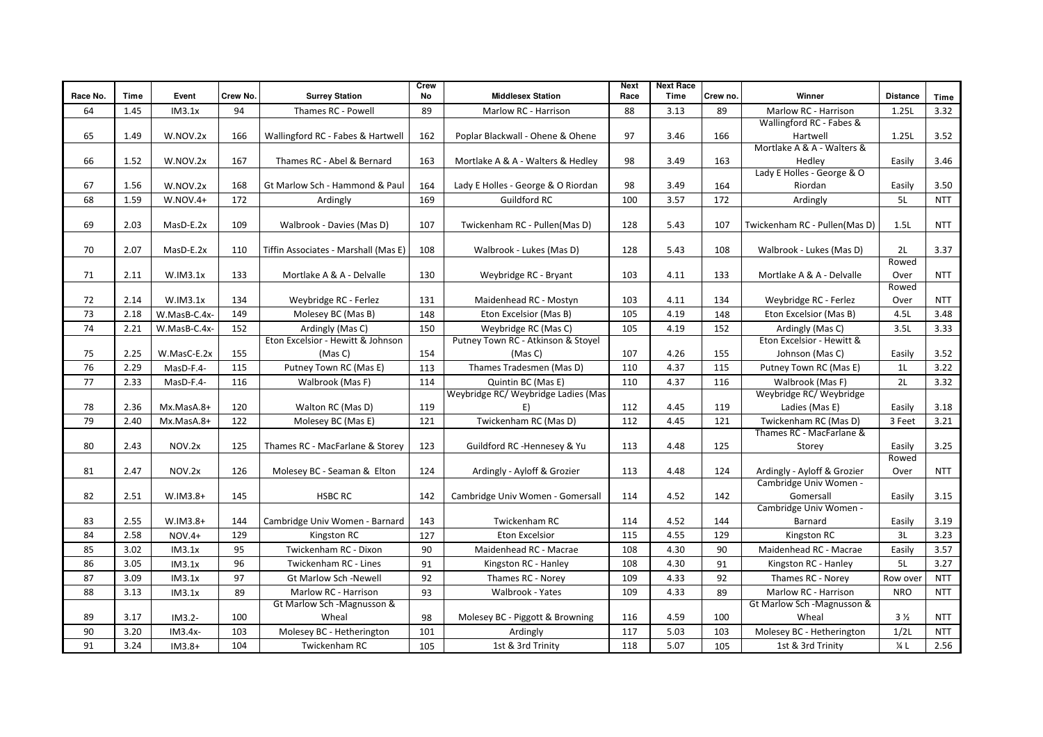| Race No. | Time | Event | Crew No. | Surrey Station | Crew No | Middlesex Station | Next Race | Next Race Time | Crew no. | Winner | Distance | Time |
|---|---|---|---|---|---|---|---|---|---|---|---|---|
| 64 | 1.45 | IM3.1x | 94 | Thames RC - Powell | 89 | Marlow RC - Harrison | 88 | 3.13 | 89 | Marlow RC - Harrison | 1.25L | 3.32 |
| 65 | 1.49 | W.NOV.2x | 166 | Wallingford RC - Fabes & Hartwell | 162 | Poplar Blackwall - Ohene & Ohene | 97 | 3.46 | 166 | Wallingford RC - Fabes & Hartwell | 1.25L | 3.52 |
| 66 | 1.52 | W.NOV.2x | 167 | Thames RC - Abel & Bernard | 163 | Mortlake A & A - Walters & Hedley | 98 | 3.49 | 163 | Mortlake A & A - Walters & Hedley | Easily | 3.46 |
| 67 | 1.56 | W.NOV.2x | 168 | Gt Marlow Sch - Hammond & Paul | 164 | Lady E Holles - George & O Riordan | 98 | 3.49 | 164 | Lady E Holles - George & O Riordan | Easily | 3.50 |
| 68 | 1.59 | W.NOV.4+ | 172 | Ardingly | 169 | Guildford RC | 100 | 3.57 | 172 | Ardingly | 5L | NTT |
| 69 | 2.03 | MasD-E.2x | 109 | Walbrook - Davies (Mas D) | 107 | Twickenham RC - Pullen(Mas D) | 128 | 5.43 | 107 | Twickenham RC - Pullen(Mas D) | 1.5L | NTT |
| 70 | 2.07 | MasD-E.2x | 110 | Tiffin Associates - Marshall (Mas E) | 108 | Walbrook - Lukes (Mas D) | 128 | 5.43 | 108 | Walbrook - Lukes (Mas D) | 2L | 3.37 |
| 71 | 2.11 | W.IM3.1x | 133 | Mortlake A & A - Delvalle | 130 | Weybridge RC - Bryant | 103 | 4.11 | 133 | Mortlake A & A - Delvalle | Rowed Over | NTT |
| 72 | 2.14 | W.IM3.1x | 134 | Weybridge RC - Ferlez | 131 | Maidenhead RC - Mostyn | 103 | 4.11 | 134 | Weybridge RC - Ferlez | Rowed Over | NTT |
| 73 | 2.18 | W.MasB-C.4x- | 149 | Molesey BC (Mas B) | 148 | Eton Excelsior (Mas B) | 105 | 4.19 | 148 | Eton Excelsior (Mas B) | 4.5L | 3.48 |
| 74 | 2.21 | W.MasB-C.4x- | 152 | Ardingly (Mas C) | 150 | Weybridge RC (Mas C) | 105 | 4.19 | 152 | Ardingly (Mas C) | 3.5L | 3.33 |
| 75 | 2.25 | W.MasC-E.2x | 155 | Eton Excelsior - Hewitt & Johnson (Mas C) | 154 | Putney Town RC - Atkinson & Stoyel (Mas C) | 107 | 4.26 | 155 | Eton Excelsior - Hewitt & Johnson (Mas C) | Easily | 3.52 |
| 76 | 2.29 | MasD-F.4- | 115 | Putney Town RC (Mas E) | 113 | Thames Tradesmen (Mas D) | 110 | 4.37 | 115 | Putney Town RC (Mas E) | 1L | 3.22 |
| 77 | 2.33 | MasD-F.4- | 116 | Walbrook (Mas F) | 114 | Quintin BC (Mas E) | 110 | 4.37 | 116 | Walbrook (Mas F) | 2L | 3.32 |
| 78 | 2.36 | Mx.MasA.8+ | 120 | Walton RC (Mas D) | 119 | Weybridge RC/ Weybridge Ladies (Mas E) | 112 | 4.45 | 119 | Weybridge RC/ Weybridge Ladies (Mas E) | Easily | 3.18 |
| 79 | 2.40 | Mx.MasA.8+ | 122 | Molesey BC (Mas E) | 121 | Twickenham RC (Mas D) | 112 | 4.45 | 121 | Twickenham RC (Mas D) | 3 Feet | 3.21 |
| 80 | 2.43 | NOV.2x | 125 | Thames RC - MacFarlane & Storey | 123 | Guildford RC -Hennesey & Yu | 113 | 4.48 | 125 | Thames RC - MacFarlane & Storey | Easily | 3.25 |
| 81 | 2.47 | NOV.2x | 126 | Molesey BC - Seaman & Elton | 124 | Ardingly - Ayloff & Grozier | 113 | 4.48 | 124 | Ardingly - Ayloff & Grozier | Rowed Over | NTT |
| 82 | 2.51 | W.IM3.8+ | 145 | HSBC RC | 142 | Cambridge Univ Women - Gomersall | 114 | 4.52 | 142 | Cambridge Univ Women - Gomersall | Easily | 3.15 |
| 83 | 2.55 | W.IM3.8+ | 144 | Cambridge Univ Women - Barnard | 143 | Twickenham RC | 114 | 4.52 | 144 | Cambridge Univ Women - Barnard | Easily | 3.19 |
| 84 | 2.58 | NOV.4+ | 129 | Kingston RC | 127 | Eton Excelsior | 115 | 4.55 | 129 | Kingston RC | 3L | 3.23 |
| 85 | 3.02 | IM3.1x | 95 | Twickenham RC - Dixon | 90 | Maidenhead RC - Macrae | 108 | 4.30 | 90 | Maidenhead RC - Macrae | Easily | 3.57 |
| 86 | 3.05 | IM3.1x | 96 | Twickenham RC - Lines | 91 | Kingston RC - Hanley | 108 | 4.30 | 91 | Kingston RC - Hanley | 5L | 3.27 |
| 87 | 3.09 | IM3.1x | 97 | Gt Marlow Sch -Newell | 92 | Thames RC - Norey | 109 | 4.33 | 92 | Thames RC - Norey | Row over | NTT |
| 88 | 3.13 | IM3.1x | 89 | Marlow RC - Harrison | 93 | Walbrook - Yates | 109 | 4.33 | 89 | Marlow RC - Harrison | NRO | NTT |
| 89 | 3.17 | IM3.2- | 100 | Gt Marlow Sch -Magnusson & Wheal | 98 | Molesey BC - Piggott & Browning | 116 | 4.59 | 100 | Gt Marlow Sch -Magnusson & Wheal | 3 ½ | NTT |
| 90 | 3.20 | IM3.4x- | 103 | Molesey BC - Hetherington | 101 | Ardingly | 117 | 5.03 | 103 | Molesey BC - Hetherington | 1/2L | NTT |
| 91 | 3.24 | IM3.8+ | 104 | Twickenham RC | 105 | 1st & 3rd Trinity | 118 | 5.07 | 105 | 1st & 3rd Trinity | ¼ L | 2.56 |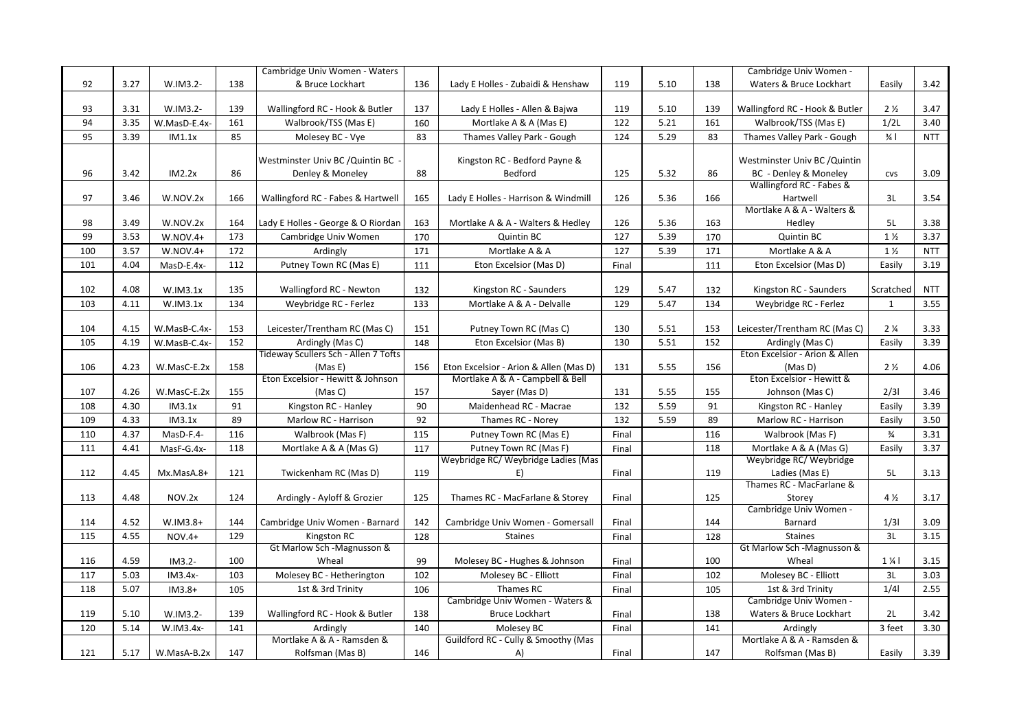| | | | | | | | | | | | | |
|---|---|---|---|---|---|---|---|---|---|---|---|---|
| 92 | 3.27 | W.IM3.2- | 138 | Cambridge Univ Women - Waters & Bruce Lockhart | 136 | Lady E Holles - Zubaidi & Henshaw | 119 | 5.10 | 138 | Cambridge Univ Women - Waters & Bruce Lockhart | Easily | 3.42 |
| 93 | 3.31 | W.IM3.2- | 139 | Wallingford RC - Hook & Butler | 137 | Lady E Holles - Allen & Bajwa | 119 | 5.10 | 139 | Wallingford RC - Hook & Butler | 2 ½ | 3.47 |
| 94 | 3.35 | W.MasD-E.4x- | 161 | Walbrook/TSS (Mas E) | 160 | Mortlake A & A (Mas E) | 122 | 5.21 | 161 | Walbrook/TSS (Mas E) | 1/2L | 3.40 |
| 95 | 3.39 | IM1.1x | 85 | Molesey BC - Vye | 83 | Thames Valley Park - Gough | 124 | 5.29 | 83 | Thames Valley Park - Gough | ¾ l | NTT |
| 96 | 3.42 | IM2.2x | 86 | Westminster Univ BC /Quintin BC - Denley & Moneley | 88 | Kingston RC - Bedford Payne & Bedford | 125 | 5.32 | 86 | Westminster Univ BC /Quintin BC - Denley & Moneley | cvs | 3.09 |
| 97 | 3.46 | W.NOV.2x | 166 | Wallingford RC - Fabes & Hartwell | 165 | Lady E Holles - Harrison & Windmill | 126 | 5.36 | 166 | Wallingford RC - Fabes & Hartwell | 3L | 3.54 |
| 98 | 3.49 | W.NOV.2x | 164 | Lady E Holles - George & O Riordan | 163 | Mortlake A & A - Walters & Hedley | 126 | 5.36 | 163 | Mortlake A & A - Walters & Hedley | 5L | 3.38 |
| 99 | 3.53 | W.NOV.4+ | 173 | Cambridge Univ Women | 170 | Quintin BC | 127 | 5.39 | 170 | Quintin BC | 1 ½ | 3.37 |
| 100 | 3.57 | W.NOV.4+ | 172 | Ardingly | 171 | Mortlake A & A | 127 | 5.39 | 171 | Mortlake A & A | 1 ½ | NTT |
| 101 | 4.04 | MasD-E.4x- | 112 | Putney Town RC (Mas E) | 111 | Eton Excelsior (Mas D) | Final | | 111 | Eton Excelsior (Mas D) | Easily | 3.19 |
| 102 | 4.08 | W.IM3.1x | 135 | Wallingford RC - Newton | 132 | Kingston RC - Saunders | 129 | 5.47 | 132 | Kingston RC - Saunders | Scratched | NTT |
| 103 | 4.11 | W.IM3.1x | 134 | Weybridge RC - Ferlez | 133 | Mortlake A & A - Delvalle | 129 | 5.47 | 134 | Weybridge RC - Ferlez | 1 | 3.55 |
| 104 | 4.15 | W.MasB-C.4x- | 153 | Leicester/Trentham RC (Mas C) | 151 | Putney Town RC (Mas C) | 130 | 5.51 | 153 | Leicester/Trentham RC (Mas C) | 2 ¼ | 3.33 |
| 105 | 4.19 | W.MasB-C.4x- | 152 | Ardingly (Mas C) | 148 | Eton Excelsior (Mas B) | 130 | 5.51 | 152 | Ardingly (Mas C) | Easily | 3.39 |
| 106 | 4.23 | W.MasC-E.2x | 158 | Tideway Scullers Sch - Allen 7 Tofts (Mas E) | 156 | Eton Excelsior - Arion & Allen (Mas D) | 131 | 5.55 | 156 | Eton Excelsior - Arion & Allen (Mas D) | 2 ½ | 4.06 |
| 107 | 4.26 | W.MasC-E.2x | 155 | Eton Excelsior - Hewitt & Johnson (Mas C) | 157 | Mortlake A & A - Campbell & Bell Sayer (Mas D) | 131 | 5.55 | 155 | Eton Excelsior - Hewitt & Johnson (Mas C) | 2/3l | 3.46 |
| 108 | 4.30 | IM3.1x | 91 | Kingston RC - Hanley | 90 | Maidenhead RC - Macrae | 132 | 5.59 | 91 | Kingston RC - Hanley | Easily | 3.39 |
| 109 | 4.33 | IM3.1x | 89 | Marlow RC - Harrison | 92 | Thames RC - Norey | 132 | 5.59 | 89 | Marlow RC - Harrison | Easily | 3.50 |
| 110 | 4.37 | MasD-F.4- | 116 | Walbrook (Mas F) | 115 | Putney Town RC (Mas E) | Final | | 116 | Walbrook (Mas F) | ¾ | 3.31 |
| 111 | 4.41 | MasF-G.4x- | 118 | Mortlake A & A (Mas G) | 117 | Putney Town RC (Mas F) | Final | | 118 | Mortlake A & A (Mas G) | Easily | 3.37 |
| 112 | 4.45 | Mx.MasA.8+ | 121 | Twickenham RC (Mas D) | 119 | Weybridge RC/ Weybridge Ladies (Mas E) | Final | | 119 | Weybridge RC/ Weybridge Ladies (Mas E) | 5L | 3.13 |
| 113 | 4.48 | NOV.2x | 124 | Ardingly - Ayloff & Grozier | 125 | Thames RC - MacFarlane & Storey | Final | | 125 | Thames RC - MacFarlane & Storey | 4 ½ | 3.17 |
| 114 | 4.52 | W.IM3.8+ | 144 | Cambridge Univ Women - Barnard | 142 | Cambridge Univ Women - Gomersall | Final | | 144 | Cambridge Univ Women - Barnard | 1/3l | 3.09 |
| 115 | 4.55 | NOV.4+ | 129 | Kingston RC | 128 | Staines | Final | | 128 | Staines | 3L | 3.15 |
| 116 | 4.59 | IM3.2- | 100 | Gt Marlow Sch -Magnusson & Wheal | 99 | Molesey BC - Hughes & Johnson | Final | | 100 | Gt Marlow Sch -Magnusson & Wheal | 1 ¼ l | 3.15 |
| 117 | 5.03 | IM3.4x- | 103 | Molesey BC - Hetherington | 102 | Molesey BC - Elliott | Final | | 102 | Molesey BC - Elliott | 3L | 3.03 |
| 118 | 5.07 | IM3.8+ | 105 | 1st & 3rd Trinity | 106 | Thames RC | Final | | 105 | 1st & 3rd Trinity | 1/4l | 2.55 |
| 119 | 5.10 | W.IM3.2- | 139 | Wallingford RC - Hook & Butler | 138 | Cambridge Univ Women - Waters & Bruce Lockhart | Final | | 138 | Cambridge Univ Women - Waters & Bruce Lockhart | 2L | 3.42 |
| 120 | 5.14 | W.IM3.4x- | 141 | Ardingly | 140 | Molesey BC | Final | | 141 | Ardingly | 3 feet | 3.30 |
| 121 | 5.17 | W.MasA-B.2x | 147 | Mortlake A & A - Ramsden & Rolfsman (Mas B) | 146 | Guildford RC - Cully & Smoothy (Mas A) | Final | | 147 | Mortlake A & A - Ramsden & Rolfsman (Mas B) | Easily | 3.39 |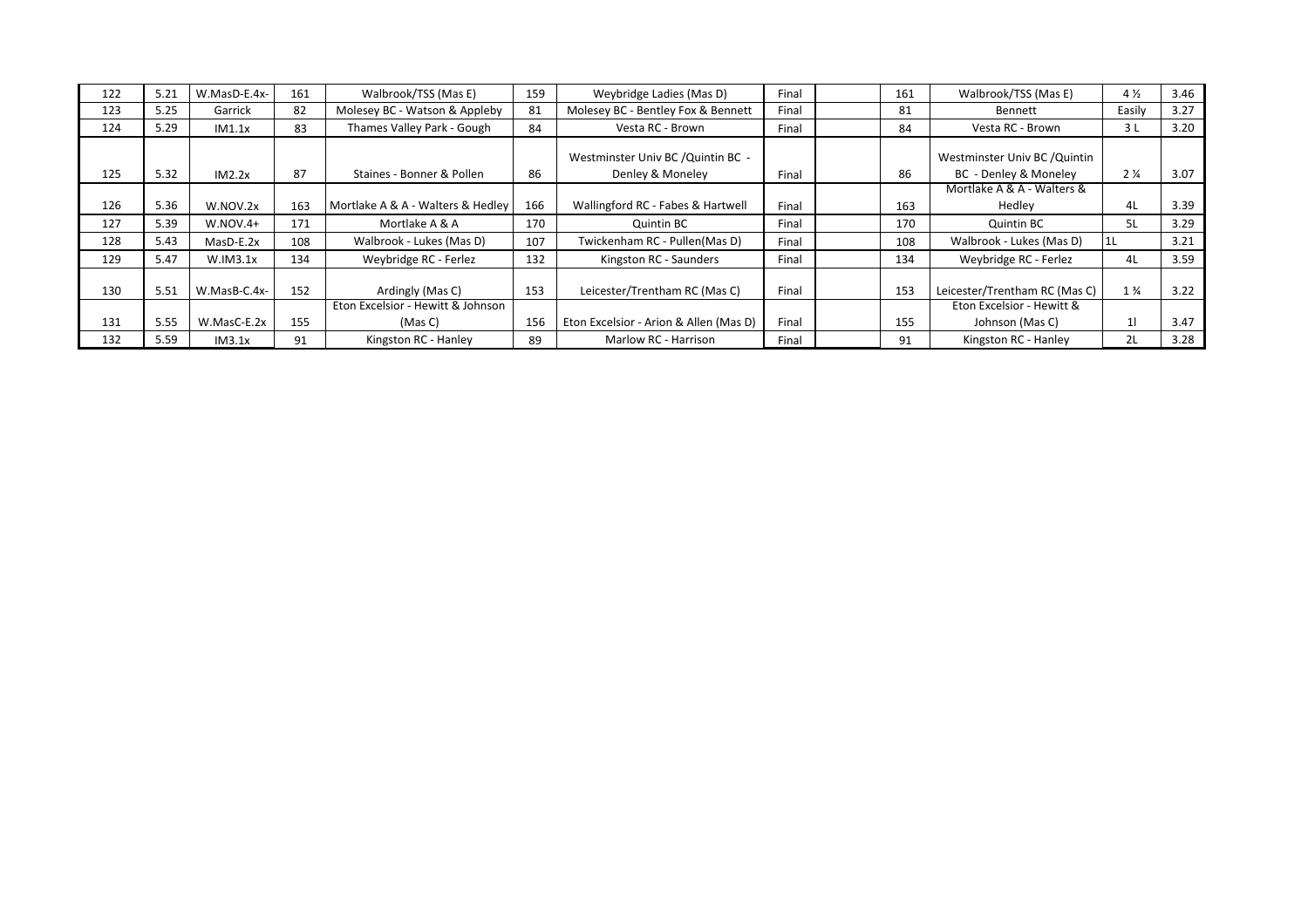| | | | | | | | | | | | | |
|---|---|---|---|---|---|---|---|---|---|---|---|---|
| 122 | 5.21 | W.MasD-E.4x- | 161 | Walbrook/TSS (Mas E) | 159 | Weybridge Ladies (Mas D) | Final | | 161 | Walbrook/TSS (Mas E) | 4 ½ | 3.46 |
| 123 | 5.25 | Garrick | 82 | Molesey BC - Watson & Appleby | 81 | Molesey BC - Bentley Fox & Bennett | Final | | 81 | Bennett | Easily | 3.27 |
| 124 | 5.29 | IM1.1x | 83 | Thames Valley Park - Gough | 84 | Vesta RC - Brown | Final | | 84 | Vesta RC - Brown | 3 L | 3.20 |
| 125 | 5.32 | IM2.2x | 87 | Staines - Bonner & Pollen | 86 | Westminster Univ BC /Quintin BC - Denley & Moneley | Final | | 86 | Westminster Univ BC /Quintin BC - Denley & Moneley | 2 ¼ | 3.07 |
| 126 | 5.36 | W.NOV.2x | 163 | Mortlake A & A - Walters & Hedley | 166 | Wallingford RC - Fabes & Hartwell | Final | | 163 | Mortlake A & A - Walters & Hedley | 4L | 3.39 |
| 127 | 5.39 | W.NOV.4+ | 171 | Mortlake A & A | 170 | Quintin BC | Final | | 170 | Quintin BC | 5L | 3.29 |
| 128 | 5.43 | MasD-E.2x | 108 | Walbrook - Lukes (Mas D) | 107 | Twickenham RC - Pullen(Mas D) | Final | | 108 | Walbrook - Lukes (Mas D) | 1L | 3.21 |
| 129 | 5.47 | W.IM3.1x | 134 | Weybridge RC - Ferlez | 132 | Kingston RC - Saunders | Final | | 134 | Weybridge RC - Ferlez | 4L | 3.59 |
| 130 | 5.51 | W.MasB-C.4x- | 152 | Ardingly (Mas C) | 153 | Leicester/Trentham RC (Mas C) | Final | | 153 | Leicester/Trentham RC (Mas C) | 1 ¾ | 3.22 |
| 131 | 5.55 | W.MasC-E.2x | 155 | Eton Excelsior - Hewitt & Johnson (Mas C) | 156 | Eton Excelsior - Arion & Allen (Mas D) | Final | | 155 | Eton Excelsior - Hewitt & Johnson (Mas C) | 1l | 3.47 |
| 132 | 5.59 | IM3.1x | 91 | Kingston RC - Hanley | 89 | Marlow RC - Harrison | Final | | 91 | Kingston RC - Hanley | 2L | 3.28 |